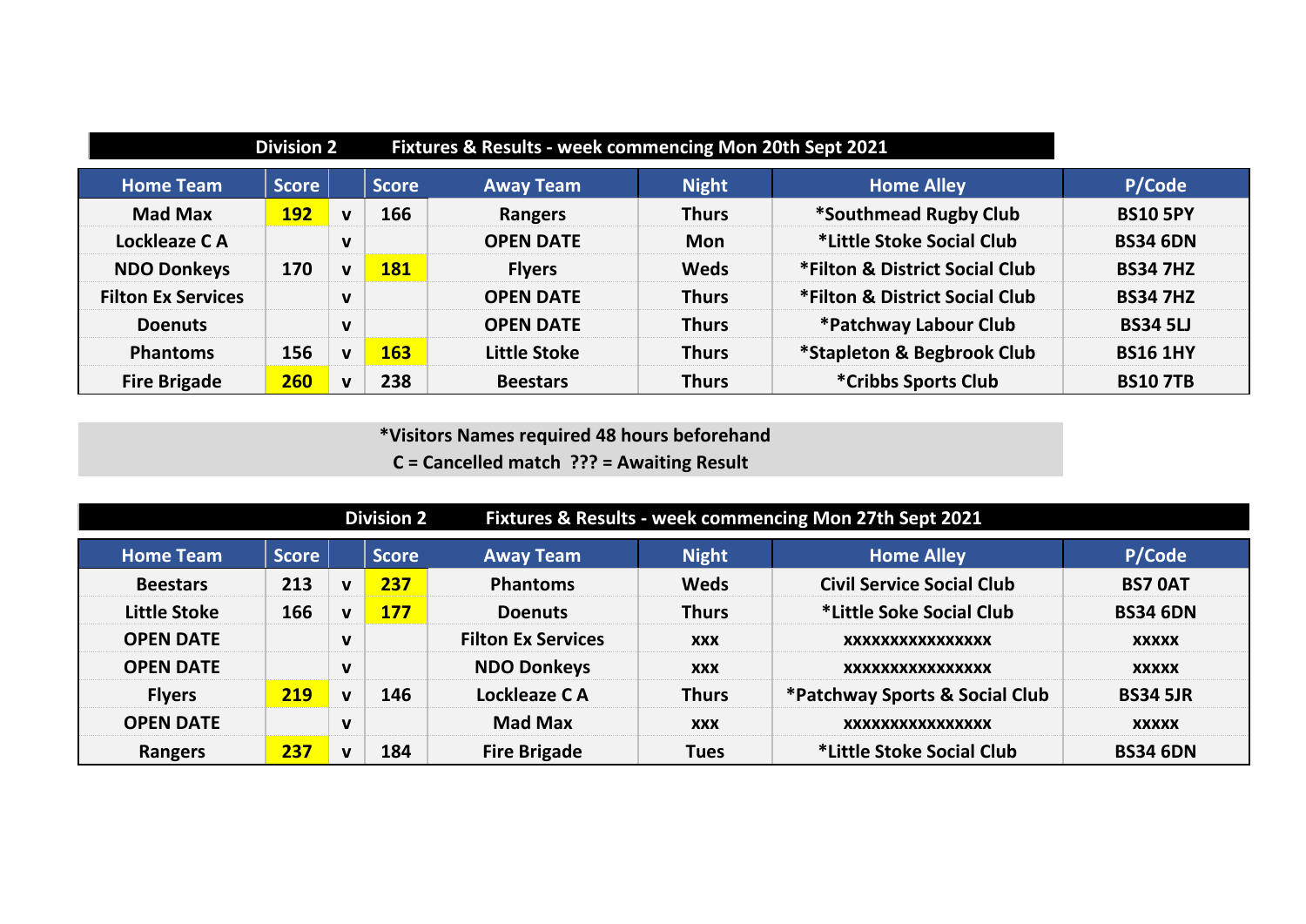## Division 2 Fixtures & Results - week commencing Mon 20th Sept 2021

| Home Team | Score | | Score | Away Team | Night | Home Alley | P/Code |
|---|---|---|---|---|---|---|---|
| Mad Max | 192 | v | 166 | Rangers | Thurs | *Southmead Rugby Club | BS10 5PY |
| Lockleaze C A | | v | | OPEN DATE | Mon | *Little Stoke Social Club | BS34 6DN |
| NDO Donkeys | 170 | v | 181 | Flyers | Weds | *Filton & District Social Club | BS34 7HZ |
| Filton Ex Services | | v | | OPEN DATE | Thurs | *Filton & District Social Club | BS34 7HZ |
| Doenuts | | v | | OPEN DATE | Thurs | *Patchway Labour Club | BS34 5LJ |
| Phantoms | 156 | v | 163 | Little Stoke | Thurs | *Stapleton & Begbrook Club | BS16 1HY |
| Fire Brigade | 260 | v | 238 | Beestars | Thurs | *Cribbs Sports Club | BS10 7TB |

**\*Visitors Names required 48 hours beforehand**
**C = Cancelled match ??? = Awaiting Result**

## Division 2 Fixtures & Results - week commencing Mon 27th Sept 2021

| Home Team | Score | | Score | Away Team | Night | Home Alley | P/Code |
|---|---|---|---|---|---|---|---|
| Beestars | 213 | v | 237 | Phantoms | Weds | Civil Service Social Club | BS7 0AT |
| Little Stoke | 166 | v | 177 | Doenuts | Thurs | *Little Soke Social Club | BS34 6DN |
| OPEN DATE | | v | | Filton Ex Services | xxx | xxxxxxxxxxxxxxxx | xxxxx |
| OPEN DATE | | v | | NDO Donkeys | xxx | xxxxxxxxxxxxxxxx | xxxxx |
| Flyers | 219 | v | 146 | Lockleaze C A | Thurs | *Patchway Sports & Social Club | BS34 5JR |
| OPEN DATE | | v | | Mad Max | xxx | xxxxxxxxxxxxxxxx | xxxxx |
| Rangers | 237 | v | 184 | Fire Brigade | Tues | *Little Stoke Social Club | BS34 6DN |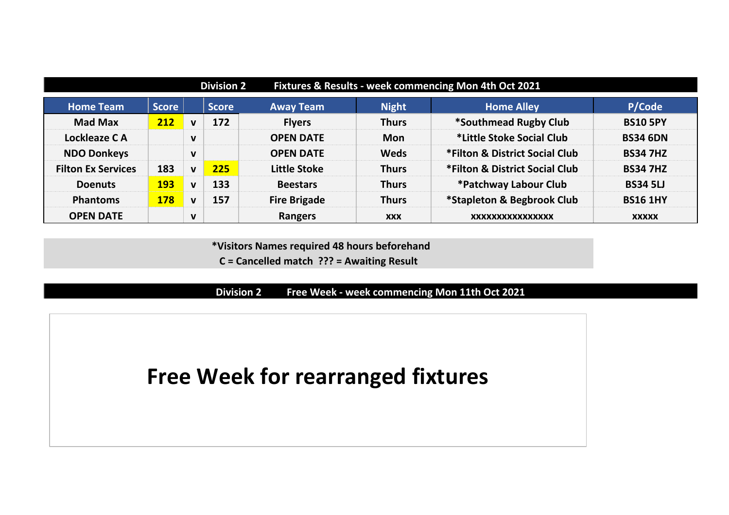## Division 2 — Fixtures & Results - week commencing Mon 4th Oct 2021

| Home Team | Score | | Score | Away Team | Night | Home Alley | P/Code |
|---|---|---|---|---|---|---|---|
| Mad Max | 212 | v | 172 | Flyers | Thurs | *Southmead Rugby Club | BS10 5PY |
| Lockleaze C A | | v | | OPEN DATE | Mon | *Little Stoke Social Club | BS34 6DN |
| NDO Donkeys | | v | | OPEN DATE | Weds | *Filton & District Social Club | BS34 7HZ |
| Filton Ex Services | 183 | v | 225 | Little Stoke | Thurs | *Filton & District Social Club | BS34 7HZ |
| Doenuts | 193 | v | 133 | Beestars | Thurs | *Patchway Labour Club | BS34 5LJ |
| Phantoms | 178 | v | 157 | Fire Brigade | Thurs | *Stapleton & Begbrook Club | BS16 1HY |
| OPEN DATE | | v | | Rangers | xxx | xxxxxxxxxxxxxxx | xxxxx |

*Visitors Names required 48 hours beforehand

C = Cancelled match ??? = Awaiting Result

## Division 2 — Free Week - week commencing Mon 11th Oct 2021

# Free Week for rearranged fixtures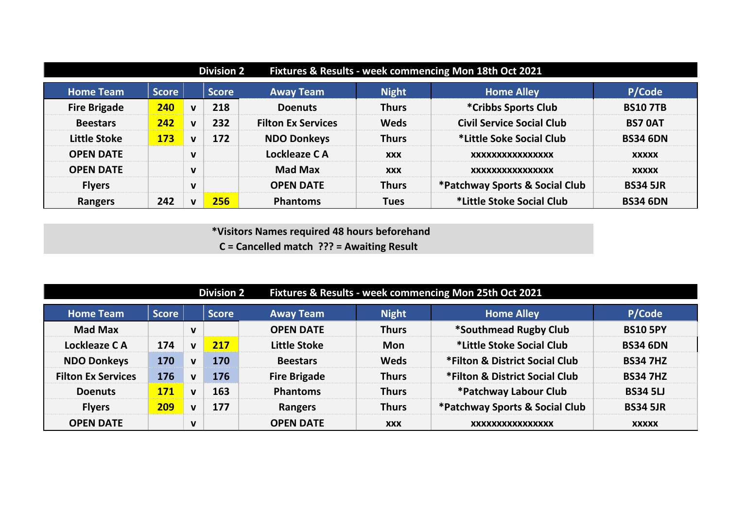## Division 2 Fixtures & Results - week commencing Mon 18th Oct 2021

| Home Team | Score | | Score | Away Team | Night | Home Alley | P/Code |
|---|---|---|---|---|---|---|---|
| Fire Brigade | 240 | v | 218 | Doenuts | Thurs | *Cribbs Sports Club | BS10 7TB |
| Beestars | 242 | v | 232 | Filton Ex Services | Weds | Civil Service Social Club | BS7 0AT |
| Little Stoke | 173 | v | 172 | NDO Donkeys | Thurs | *Little Soke Social Club | BS34 6DN |
| OPEN DATE | | v | | Lockleaze C A | xxx | xxxxxxxxxxxxxxx | xxxxx |
| OPEN DATE | | v | | Mad Max | xxx | xxxxxxxxxxxxxxx | xxxxx |
| Flyers | | v | | OPEN DATE | Thurs | *Patchway Sports & Social Club | BS34 5JR |
| Rangers | 242 | v | 256 | Phantoms | Tues | *Little Stoke Social Club | BS34 6DN |

*Visitors Names required 48 hours beforehand

C = Cancelled match ??? = Awaiting Result

## Division 2 Fixtures & Results - week commencing Mon 25th Oct 2021

| Home Team | Score | | Score | Away Team | Night | Home Alley | P/Code |
|---|---|---|---|---|---|---|---|
| Mad Max | | v | | OPEN DATE | Thurs | *Southmead Rugby Club | BS10 5PY |
| Lockleaze C A | 174 | v | 217 | Little Stoke | Mon | *Little Stoke Social Club | BS34 6DN |
| NDO Donkeys | 170 | v | 170 | Beestars | Weds | *Filton & District Social Club | BS34 7HZ |
| Filton Ex Services | 176 | v | 176 | Fire Brigade | Thurs | *Filton & District Social Club | BS34 7HZ |
| Doenuts | 171 | v | 163 | Phantoms | Thurs | *Patchway Labour Club | BS34 5LJ |
| Flyers | 209 | v | 177 | Rangers | Thurs | *Patchway Sports & Social Club | BS34 5JR |
| OPEN DATE | | v | | OPEN DATE | xxx | xxxxxxxxxxxxxxx | xxxxx |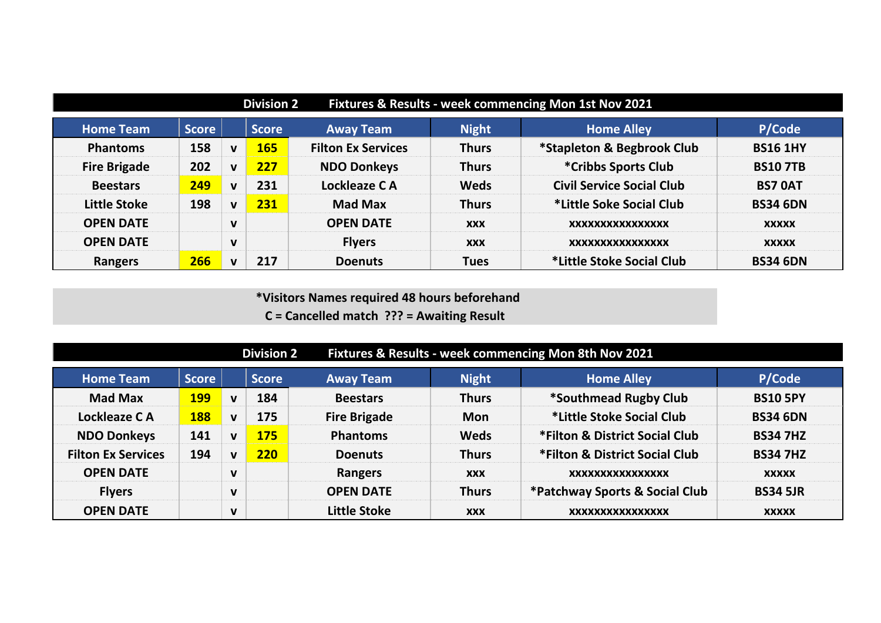| Division 2 | | | | Fixtures & Results - week commencing Mon 1st Nov 2021 | | | |
|---|---|---|---|---|---|---|---|
| **Home Team** | **Score** | | **Score** | **Away Team** | **Night** | **Home Alley** | **P/Code** |
| Phantoms | 158 | v | 165 | Filton Ex Services | Thurs | *Stapleton & Begbrook Club | BS16 1HY |
| Fire Brigade | 202 | v | 227 | NDO Donkeys | Thurs | *Cribbs Sports Club | BS10 7TB |
| Beestars | 249 | v | 231 | Lockleaze C A | Weds | Civil Service Social Club | BS7 0AT |
| Little Stoke | 198 | v | 231 | Mad Max | Thurs | *Little Soke Social Club | BS34 6DN |
| OPEN DATE | | v | | OPEN DATE | xxx | xxxxxxxxxxxxxxx | xxxxx |
| OPEN DATE | | v | | Flyers | xxx | xxxxxxxxxxxxxxx | xxxxx |
| Rangers | 266 | v | 217 | Doenuts | Tues | *Little Stoke Social Club | BS34 6DN |

*Visitors Names required 48 hours beforehand
C = Cancelled match ??? = Awaiting Result

| Division 2 | | | | Fixtures & Results - week commencing Mon 8th Nov 2021 | | | |
|---|---|---|---|---|---|---|---|
| **Home Team** | **Score** | | **Score** | **Away Team** | **Night** | **Home Alley** | **P/Code** |
| Mad Max | 199 | v | 184 | Beestars | Thurs | *Southmead Rugby Club | BS10 5PY |
| Lockleaze C A | 188 | v | 175 | Fire Brigade | Mon | *Little Stoke Social Club | BS34 6DN |
| NDO Donkeys | 141 | v | 175 | Phantoms | Weds | *Filton & District Social Club | BS34 7HZ |
| Filton Ex Services | 194 | v | 220 | Doenuts | Thurs | *Filton & District Social Club | BS34 7HZ |
| OPEN DATE | | v | | Rangers | xxx | xxxxxxxxxxxxxxx | xxxxx |
| Flyers | | v | | OPEN DATE | Thurs | *Patchway Sports & Social Club | BS34 5JR |
| OPEN DATE | | v | | Little Stoke | xxx | xxxxxxxxxxxxxxx | xxxxx |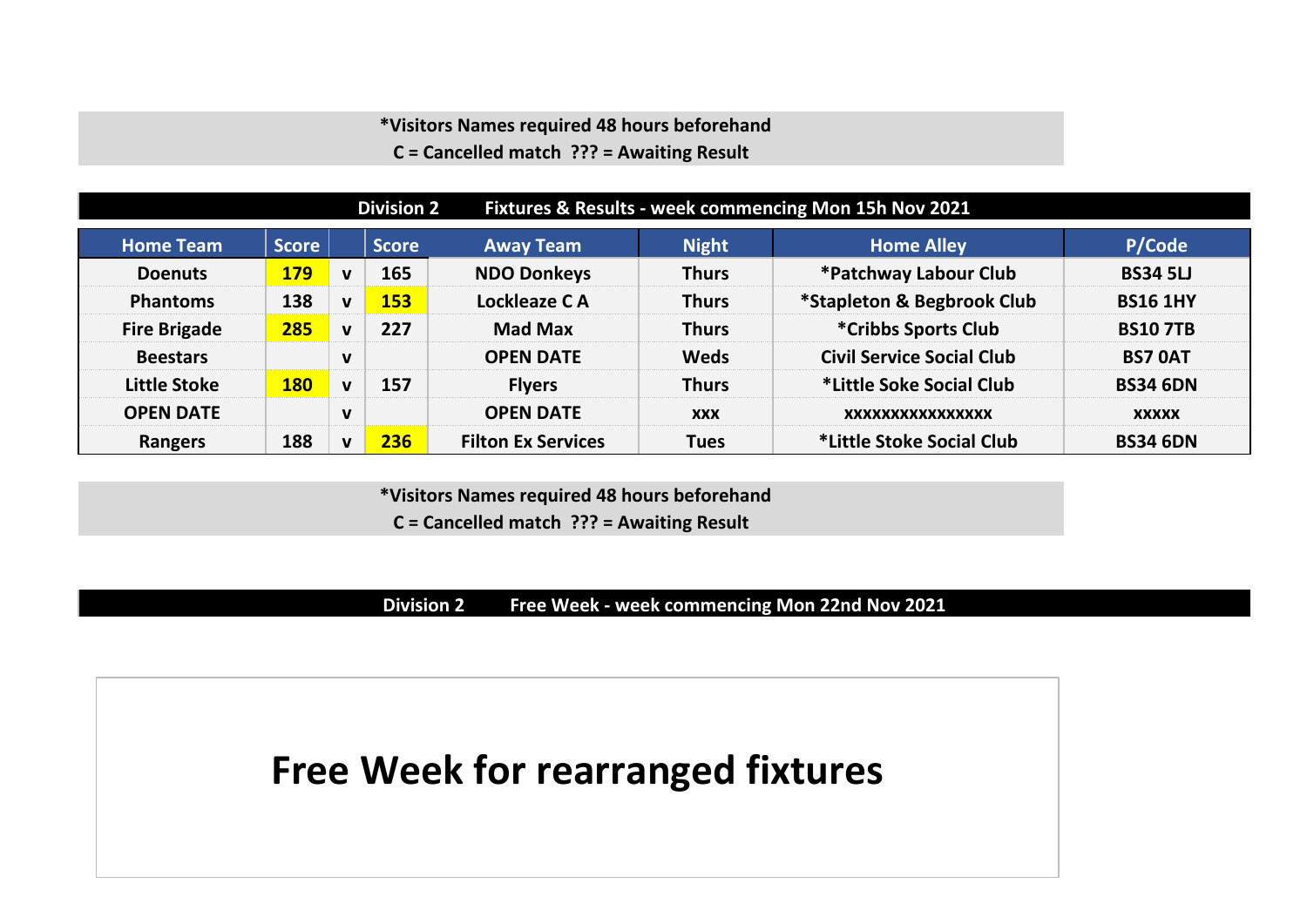**\*Visitors Names required 48 hours beforehand**
**C = Cancelled match ??? = Awaiting Result**

## Division 2 Fixtures & Results - week commencing Mon 15h Nov 2021

| Home Team | Score | | Score | Away Team | Night | Home Alley | P/Code |
|---|---|---|---|---|---|---|---|
| Doenuts | 179 | v | 165 | NDO Donkeys | Thurs | *Patchway Labour Club | BS34 5LJ |
| Phantoms | 138 | v | 153 | Lockleaze C A | Thurs | *Stapleton & Begbrook Club | BS16 1HY |
| Fire Brigade | 285 | v | 227 | Mad Max | Thurs | *Cribbs Sports Club | BS10 7TB |
| Beestars | | v | | OPEN DATE | Weds | Civil Service Social Club | BS7 0AT |
| Little Stoke | 180 | v | 157 | Flyers | Thurs | *Little Soke Social Club | BS34 6DN |
| OPEN DATE | | v | | OPEN DATE | xxx | xxxxxxxxxxxxxxx | xxxxx |
| Rangers | 188 | v | 236 | Filton Ex Services | Tues | *Little Stoke Social Club | BS34 6DN |

**\*Visitors Names required 48 hours beforehand**
**C = Cancelled match ??? = Awaiting Result**

## Division 2 Free Week - week commencing Mon 22nd Nov 2021

# Free Week for rearranged fixtures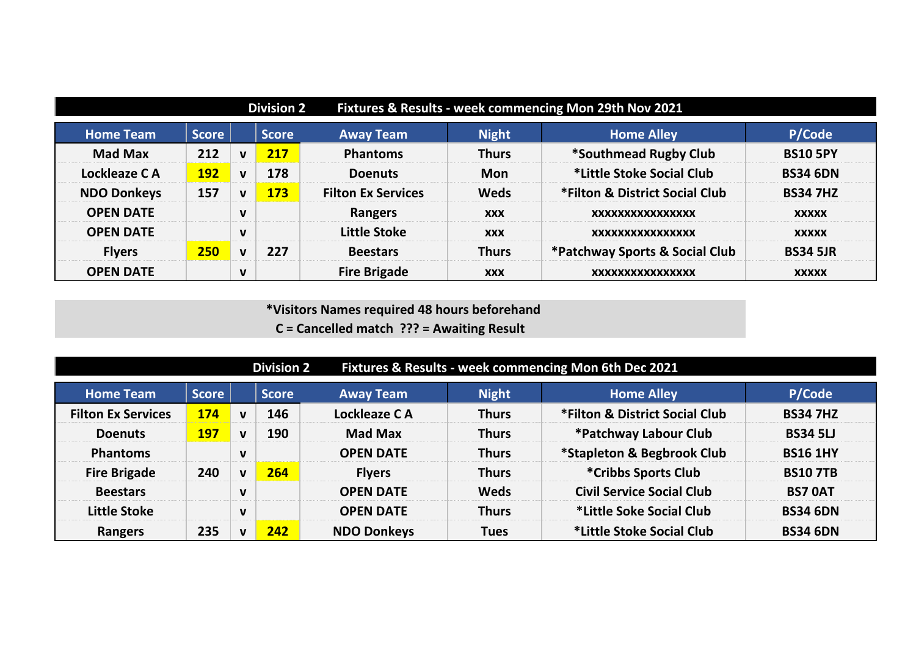## Division 2 Fixtures & Results - week commencing Mon 29th Nov 2021

| Home Team | Score | | Score | Away Team | Night | Home Alley | P/Code |
|---|---|---|---|---|---|---|---|
| Mad Max | 212 | v | **217** | Phantoms | Thurs | *Southmead Rugby Club | BS10 5PY |
| Lockleaze C A | **192** | v | 178 | Doenuts | Mon | *Little Stoke Social Club | BS34 6DN |
| NDO Donkeys | 157 | v | **173** | Filton Ex Services | Weds | *Filton & District Social Club | BS34 7HZ |
| OPEN DATE | | v | | Rangers | xxx | xxxxxxxxxxxxxxx | xxxxx |
| OPEN DATE | | v | | Little Stoke | xxx | xxxxxxxxxxxxxxx | xxxxx |
| Flyers | **250** | v | 227 | Beestars | Thurs | *Patchway Sports & Social Club | BS34 5JR |
| OPEN DATE | | v | | Fire Brigade | xxx | xxxxxxxxxxxxxxx | xxxxx |

**\*Visitors Names required 48 hours beforehand**

**C = Cancelled match ??? = Awaiting Result**

## Division 2 Fixtures & Results - week commencing Mon 6th Dec 2021

| Home Team | Score | | Score | Away Team | Night | Home Alley | P/Code |
|---|---|---|---|---|---|---|---|
| Filton Ex Services | **174** | v | 146 | Lockleaze C A | Thurs | *Filton & District Social Club | BS34 7HZ |
| Doenuts | **197** | v | 190 | Mad Max | Thurs | *Patchway Labour Club | BS34 5LJ |
| Phantoms | | v | | OPEN DATE | Thurs | *Stapleton & Begbrook Club | BS16 1HY |
| Fire Brigade | 240 | v | **264** | Flyers | Thurs | *Cribbs Sports Club | BS10 7TB |
| Beestars | | v | | OPEN DATE | Weds | Civil Service Social Club | BS7 0AT |
| Little Stoke | | v | | OPEN DATE | Thurs | *Little Soke Social Club | BS34 6DN |
| Rangers | 235 | v | **242** | NDO Donkeys | Tues | *Little Stoke Social Club | BS34 6DN |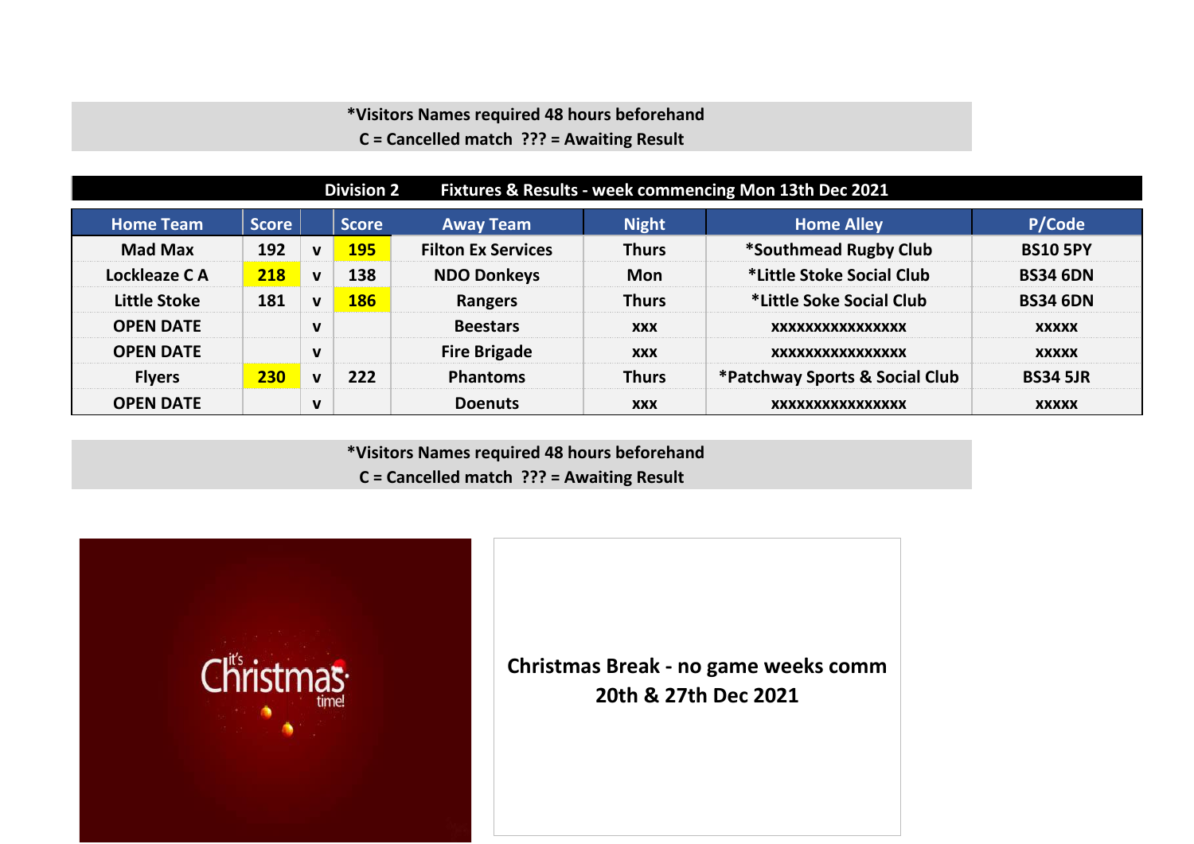*Visitors Names required 48 hours beforehand
C = Cancelled match  ??? = Awaiting Result

| Division 2 Fixtures & Results - week commencing Mon 13th Dec 2021 | | | | | | | |
|---|---|---|---|---|---|---|---|
| **Home Team** | **Score** | | **Score** | **Away Team** | **Night** | **Home Alley** | **P/Code** |
| Mad Max | 192 | v | 195 | Filton Ex Services | Thurs | *Southmead Rugby Club | BS10 5PY |
| Lockleaze C A | 218 | v | 138 | NDO Donkeys | Mon | *Little Stoke Social Club | BS34 6DN |
| Little Stoke | 181 | v | 186 | Rangers | Thurs | *Little Soke Social Club | BS34 6DN |
| OPEN DATE | | v | | Beestars | xxx | xxxxxxxxxxxxxxxx | xxxxx |
| OPEN DATE | | v | | Fire Brigade | xxx | xxxxxxxxxxxxxxxx | xxxxx |
| Flyers | 230 | v | 222 | Phantoms | Thurs | *Patchway Sports & Social Club | BS34 5JR |
| OPEN DATE | | v | | Doenuts | xxx | xxxxxxxxxxxxxxxx | xxxxx |

*Visitors Names required 48 hours beforehand
C = Cancelled match  ??? = Awaiting Result

it's Christmas time!

**Christmas Break - no game weeks comm 20th & 27th Dec 2021**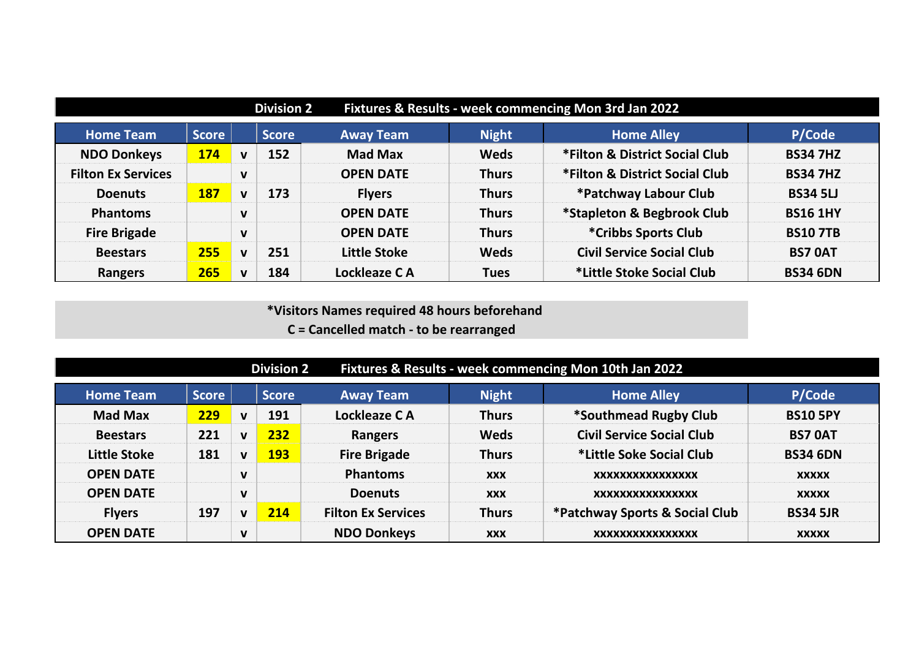## Division 2 Fixtures & Results - week commencing Mon 3rd Jan 2022

| Home Team | Score | | Score | Away Team | Night | Home Alley | P/Code |
|---|---|---|---|---|---|---|---|
| NDO Donkeys | 174 | v | 152 | Mad Max | Weds | *Filton & District Social Club | BS34 7HZ |
| Filton Ex Services | | v | | OPEN DATE | Thurs | *Filton & District Social Club | BS34 7HZ |
| Doenuts | 187 | v | 173 | Flyers | Thurs | *Patchway Labour Club | BS34 5LJ |
| Phantoms | | v | | OPEN DATE | Thurs | *Stapleton & Begbrook Club | BS16 1HY |
| Fire Brigade | | v | | OPEN DATE | Thurs | *Cribbs Sports Club | BS10 7TB |
| Beestars | 255 | v | 251 | Little Stoke | Weds | Civil Service Social Club | BS7 0AT |
| Rangers | 265 | v | 184 | Lockleaze C A | Tues | *Little Stoke Social Club | BS34 6DN |

*Visitors Names required 48 hours beforehand
C = Cancelled match - to be rearranged

## Division 2 Fixtures & Results - week commencing Mon 10th Jan 2022

| Home Team | Score | | Score | Away Team | Night | Home Alley | P/Code |
|---|---|---|---|---|---|---|---|
| Mad Max | 229 | v | 191 | Lockleaze C A | Thurs | *Southmead Rugby Club | BS10 5PY |
| Beestars | 221 | v | 232 | Rangers | Weds | Civil Service Social Club | BS7 0AT |
| Little Stoke | 181 | v | 193 | Fire Brigade | Thurs | *Little Soke Social Club | BS34 6DN |
| OPEN DATE | | v | | Phantoms | xxx | xxxxxxxxxxxxxxx | xxxxx |
| OPEN DATE | | v | | Doenuts | xxx | xxxxxxxxxxxxxxx | xxxxx |
| Flyers | 197 | v | 214 | Filton Ex Services | Thurs | *Patchway Sports & Social Club | BS34 5JR |
| OPEN DATE | | v | | NDO Donkeys | xxx | xxxxxxxxxxxxxxx | xxxxx |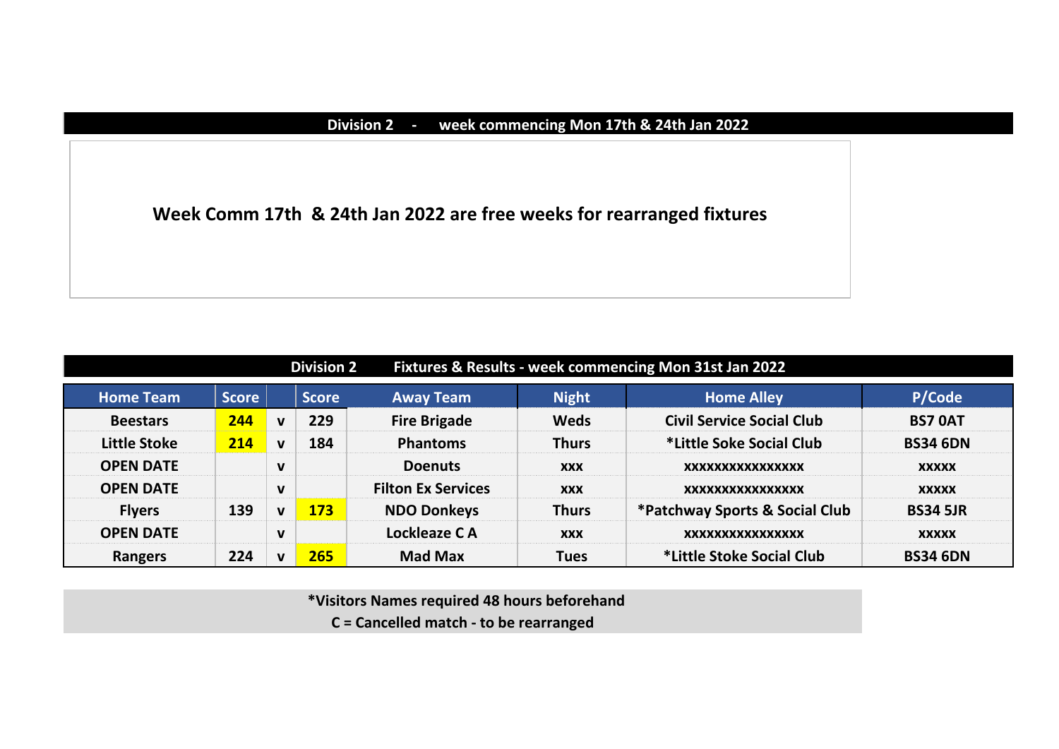## Division 2 - week commencing Mon 17th & 24th Jan 2022

**Week Comm 17th & 24th Jan 2022 are free weeks for rearranged fixtures**

## Division 2 Fixtures & Results - week commencing Mon 31st Jan 2022

| Home Team | Score | | Score | Away Team | Night | Home Alley | P/Code |
|---|---|---|---|---|---|---|---|
| Beestars | **244** | v | 229 | Fire Brigade | Weds | Civil Service Social Club | BS7 0AT |
| Little Stoke | **214** | v | 184 | Phantoms | Thurs | *Little Soke Social Club | BS34 6DN |
| OPEN DATE | | v | | Doenuts | xxx | xxxxxxxxxxxxxxx | xxxxx |
| OPEN DATE | | v | | Filton Ex Services | xxx | xxxxxxxxxxxxxxx | xxxxx |
| Flyers | 139 | v | **173** | NDO Donkeys | Thurs | *Patchway Sports & Social Club | BS34 5JR |
| OPEN DATE | | v | | Lockleaze C A | xxx | xxxxxxxxxxxxxxx | xxxxx |
| Rangers | 224 | v | **265** | Mad Max | Tues | *Little Stoke Social Club | BS34 6DN |

*Visitors Names required 48 hours beforehand

C = Cancelled match - to be rearranged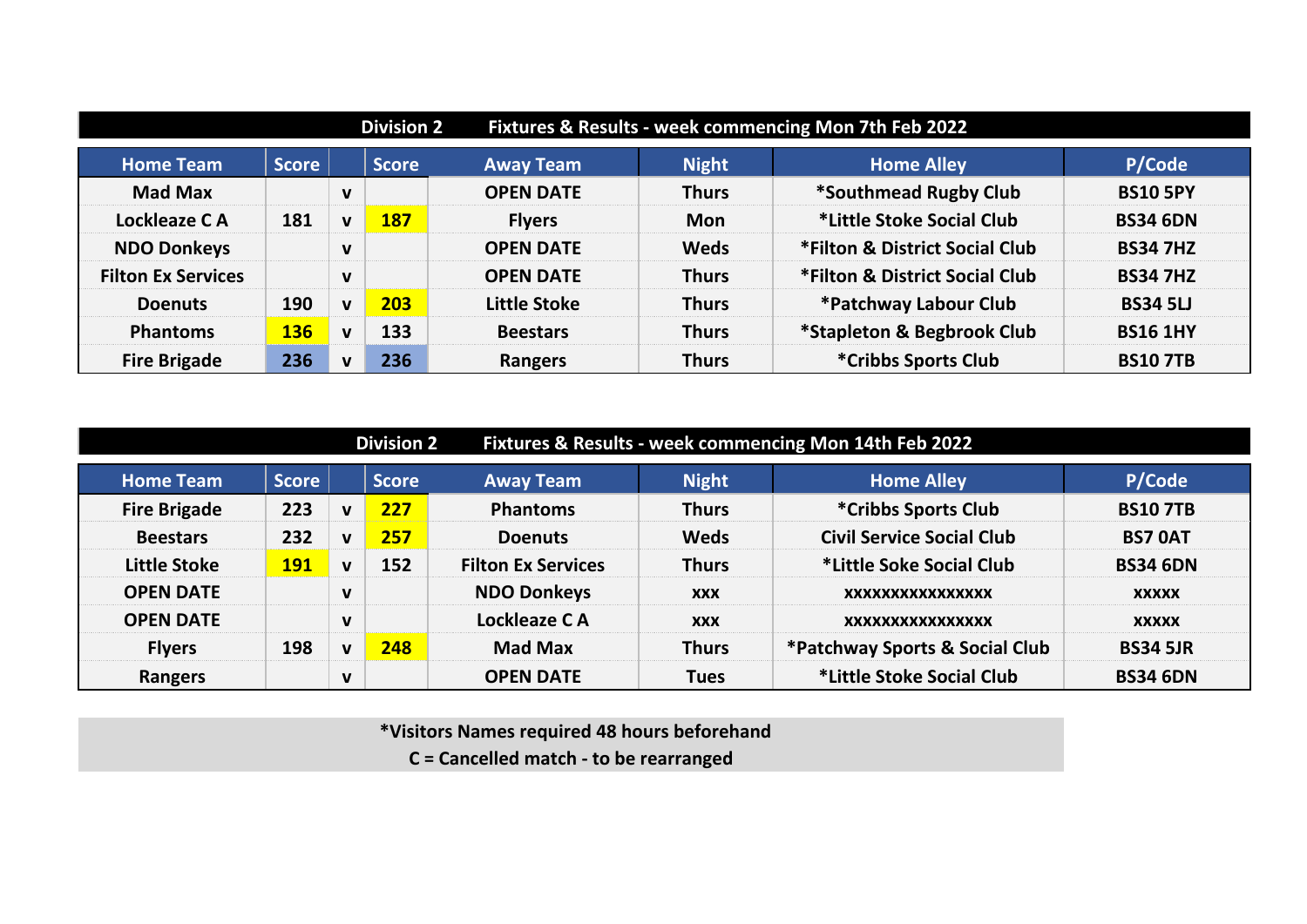## Division 2 — Fixtures & Results - week commencing Mon 7th Feb 2022

| Home Team | Score | | Score | Away Team | Night | Home Alley | P/Code |
|---|---|---|---|---|---|---|---|
| Mad Max | | v | | OPEN DATE | Thurs | *Southmead Rugby Club | BS10 5PY |
| Lockleaze C A | 181 | v | 187 | Flyers | Mon | *Little Stoke Social Club | BS34 6DN |
| NDO Donkeys | | v | | OPEN DATE | Weds | *Filton & District Social Club | BS34 7HZ |
| Filton Ex Services | | v | | OPEN DATE | Thurs | *Filton & District Social Club | BS34 7HZ |
| Doenuts | 190 | v | 203 | Little Stoke | Thurs | *Patchway Labour Club | BS34 5LJ |
| Phantoms | 136 | v | 133 | Beestars | Thurs | *Stapleton & Begbrook Club | BS16 1HY |
| Fire Brigade | 236 | v | 236 | Rangers | Thurs | *Cribbs Sports Club | BS10 7TB |

## Division 2 — Fixtures & Results - week commencing Mon 14th Feb 2022

| Home Team | Score | | Score | Away Team | Night | Home Alley | P/Code |
|---|---|---|---|---|---|---|---|
| Fire Brigade | 223 | v | 227 | Phantoms | Thurs | *Cribbs Sports Club | BS10 7TB |
| Beestars | 232 | v | 257 | Doenuts | Weds | Civil Service Social Club | BS7 0AT |
| Little Stoke | 191 | v | 152 | Filton Ex Services | Thurs | *Little Soke Social Club | BS34 6DN |
| OPEN DATE | | v | | NDO Donkeys | xxx | xxxxxxxxxxxxxxx | xxxxx |
| OPEN DATE | | v | | Lockleaze C A | xxx | xxxxxxxxxxxxxxx | xxxxx |
| Flyers | 198 | v | 248 | Mad Max | Thurs | *Patchway Sports & Social Club | BS34 5JR |
| Rangers | | v | | OPEN DATE | Tues | *Little Stoke Social Club | BS34 6DN |

*Visitors Names required 48 hours beforehand

C = Cancelled match - to be rearranged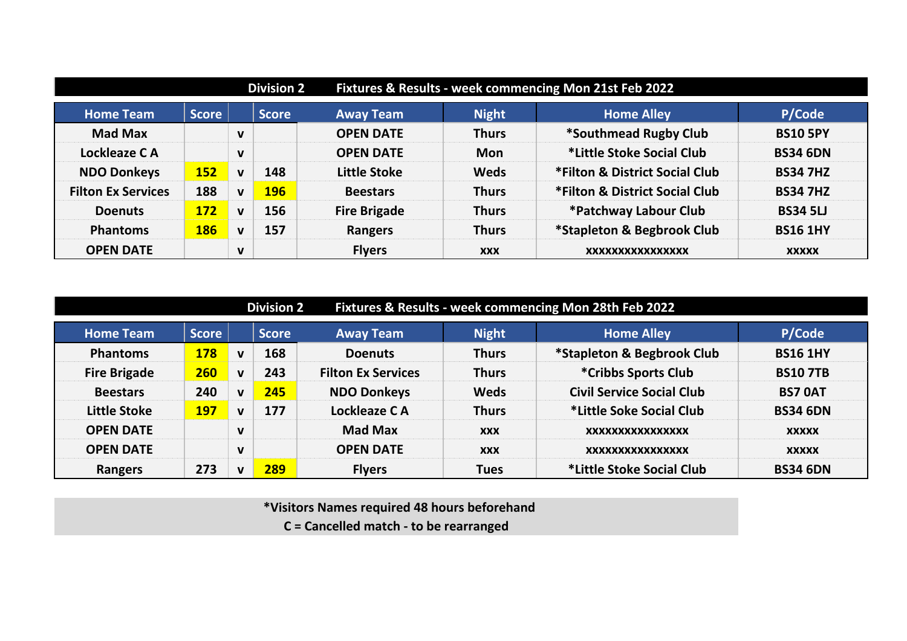## Division 2 Fixtures & Results - week commencing Mon 21st Feb 2022

| Home Team | Score | | Score | Away Team | Night | Home Alley | P/Code |
|---|---|---|---|---|---|---|---|
| Mad Max | | v | | OPEN DATE | Thurs | *Southmead Rugby Club | BS10 5PY |
| Lockleaze C A | | v | | OPEN DATE | Mon | *Little Stoke Social Club | BS34 6DN |
| NDO Donkeys | 152 | v | 148 | Little Stoke | Weds | *Filton & District Social Club | BS34 7HZ |
| Filton Ex Services | 188 | v | 196 | Beestars | Thurs | *Filton & District Social Club | BS34 7HZ |
| Doenuts | 172 | v | 156 | Fire Brigade | Thurs | *Patchway Labour Club | BS34 5LJ |
| Phantoms | 186 | v | 157 | Rangers | Thurs | *Stapleton & Begbrook Club | BS16 1HY |
| OPEN DATE | | v | | Flyers | xxx | xxxxxxxxxxxxxxx | xxxxx |

## Division 2 Fixtures & Results - week commencing Mon 28th Feb 2022

| Home Team | Score | | Score | Away Team | Night | Home Alley | P/Code |
|---|---|---|---|---|---|---|---|
| Phantoms | 178 | v | 168 | Doenuts | Thurs | *Stapleton & Begbrook Club | BS16 1HY |
| Fire Brigade | 260 | v | 243 | Filton Ex Services | Thurs | *Cribbs Sports Club | BS10 7TB |
| Beestars | 240 | v | 245 | NDO Donkeys | Weds | Civil Service Social Club | BS7 0AT |
| Little Stoke | 197 | v | 177 | Lockleaze C A | Thurs | *Little Soke Social Club | BS34 6DN |
| OPEN DATE | | v | | Mad Max | xxx | xxxxxxxxxxxxxxx | xxxxx |
| OPEN DATE | | v | | OPEN DATE | xxx | xxxxxxxxxxxxxxx | xxxxx |
| Rangers | 273 | v | 289 | Flyers | Tues | *Little Stoke Social Club | BS34 6DN |

**\*Visitors Names required 48 hours beforehand**
**C = Cancelled match - to be rearranged**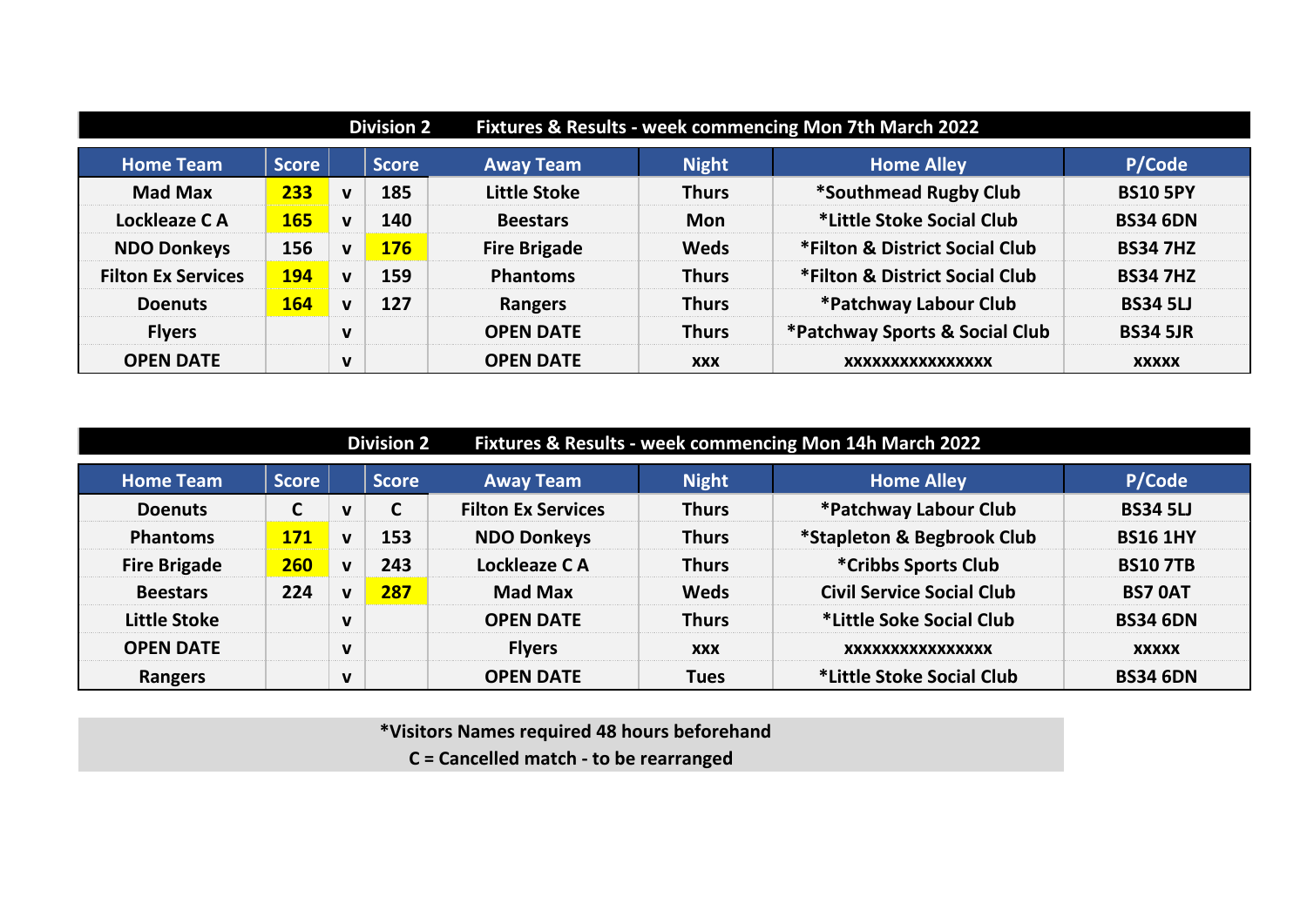## Division 2 Fixtures & Results - week commencing Mon 7th March 2022

| Home Team | Score | | Score | Away Team | Night | Home Alley | P/Code |
|---|---|---|---|---|---|---|---|
| Mad Max | 233 | v | 185 | Little Stoke | Thurs | *Southmead Rugby Club | BS10 5PY |
| Lockleaze C A | 165 | v | 140 | Beestars | Mon | *Little Stoke Social Club | BS34 6DN |
| NDO Donkeys | 156 | v | 176 | Fire Brigade | Weds | *Filton & District Social Club | BS34 7HZ |
| Filton Ex Services | 194 | v | 159 | Phantoms | Thurs | *Filton & District Social Club | BS34 7HZ |
| Doenuts | 164 | v | 127 | Rangers | Thurs | *Patchway Labour Club | BS34 5LJ |
| Flyers | | v | | OPEN DATE | Thurs | *Patchway Sports & Social Club | BS34 5JR |
| OPEN DATE | | v | | OPEN DATE | xxx | xxxxxxxxxxxxxxx | xxxxx |

## Division 2 Fixtures & Results - week commencing Mon 14h March 2022

| Home Team | Score | | Score | Away Team | Night | Home Alley | P/Code |
|---|---|---|---|---|---|---|---|
| Doenuts | C | v | C | Filton Ex Services | Thurs | *Patchway Labour Club | BS34 5LJ |
| Phantoms | 171 | v | 153 | NDO Donkeys | Thurs | *Stapleton & Begbrook Club | BS16 1HY |
| Fire Brigade | 260 | v | 243 | Lockleaze C A | Thurs | *Cribbs Sports Club | BS10 7TB |
| Beestars | 224 | v | 287 | Mad Max | Weds | Civil Service Social Club | BS7 0AT |
| Little Stoke | | v | | OPEN DATE | Thurs | *Little Soke Social Club | BS34 6DN |
| OPEN DATE | | v | | Flyers | xxx | xxxxxxxxxxxxxxx | xxxxx |
| Rangers | | v | | OPEN DATE | Tues | *Little Stoke Social Club | BS34 6DN |

*Visitors Names required 48 hours beforehand
C = Cancelled match - to be rearranged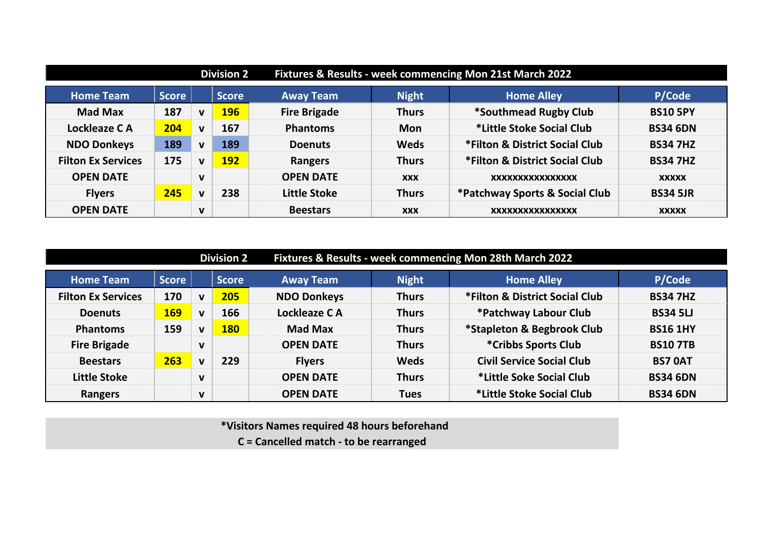## Division 2 Fixtures & Results - week commencing Mon 21st March 2022

| Home Team | Score | | Score | Away Team | Night | Home Alley | P/Code |
|---|---|---|---|---|---|---|---|
| Mad Max | 187 | v | 196 | Fire Brigade | Thurs | *Southmead Rugby Club | BS10 5PY |
| Lockleaze C A | 204 | v | 167 | Phantoms | Mon | *Little Stoke Social Club | BS34 6DN |
| NDO Donkeys | 189 | v | 189 | Doenuts | Weds | *Filton & District Social Club | BS34 7HZ |
| Filton Ex Services | 175 | v | 192 | Rangers | Thurs | *Filton & District Social Club | BS34 7HZ |
| OPEN DATE | | v | | OPEN DATE | xxx | xxxxxxxxxxxxxxx | xxxxx |
| Flyers | 245 | v | 238 | Little Stoke | Thurs | *Patchway Sports & Social Club | BS34 5JR |
| OPEN DATE | | v | | Beestars | xxx | xxxxxxxxxxxxxxx | xxxxx |

## Division 2 Fixtures & Results - week commencing Mon 28th March 2022

| Home Team | Score | | Score | Away Team | Night | Home Alley | P/Code |
|---|---|---|---|---|---|---|---|
| Filton Ex Services | 170 | v | 205 | NDO Donkeys | Thurs | *Filton & District Social Club | BS34 7HZ |
| Doenuts | 169 | v | 166 | Lockleaze C A | Thurs | *Patchway Labour Club | BS34 5LJ |
| Phantoms | 159 | v | 180 | Mad Max | Thurs | *Stapleton & Begbrook Club | BS16 1HY |
| Fire Brigade | | v | | OPEN DATE | Thurs | *Cribbs Sports Club | BS10 7TB |
| Beestars | 263 | v | 229 | Flyers | Weds | Civil Service Social Club | BS7 0AT |
| Little Stoke | | v | | OPEN DATE | Thurs | *Little Soke Social Club | BS34 6DN |
| Rangers | | v | | OPEN DATE | Tues | *Little Stoke Social Club | BS34 6DN |

*Visitors Names required 48 hours beforehand

C = Cancelled match - to be rearranged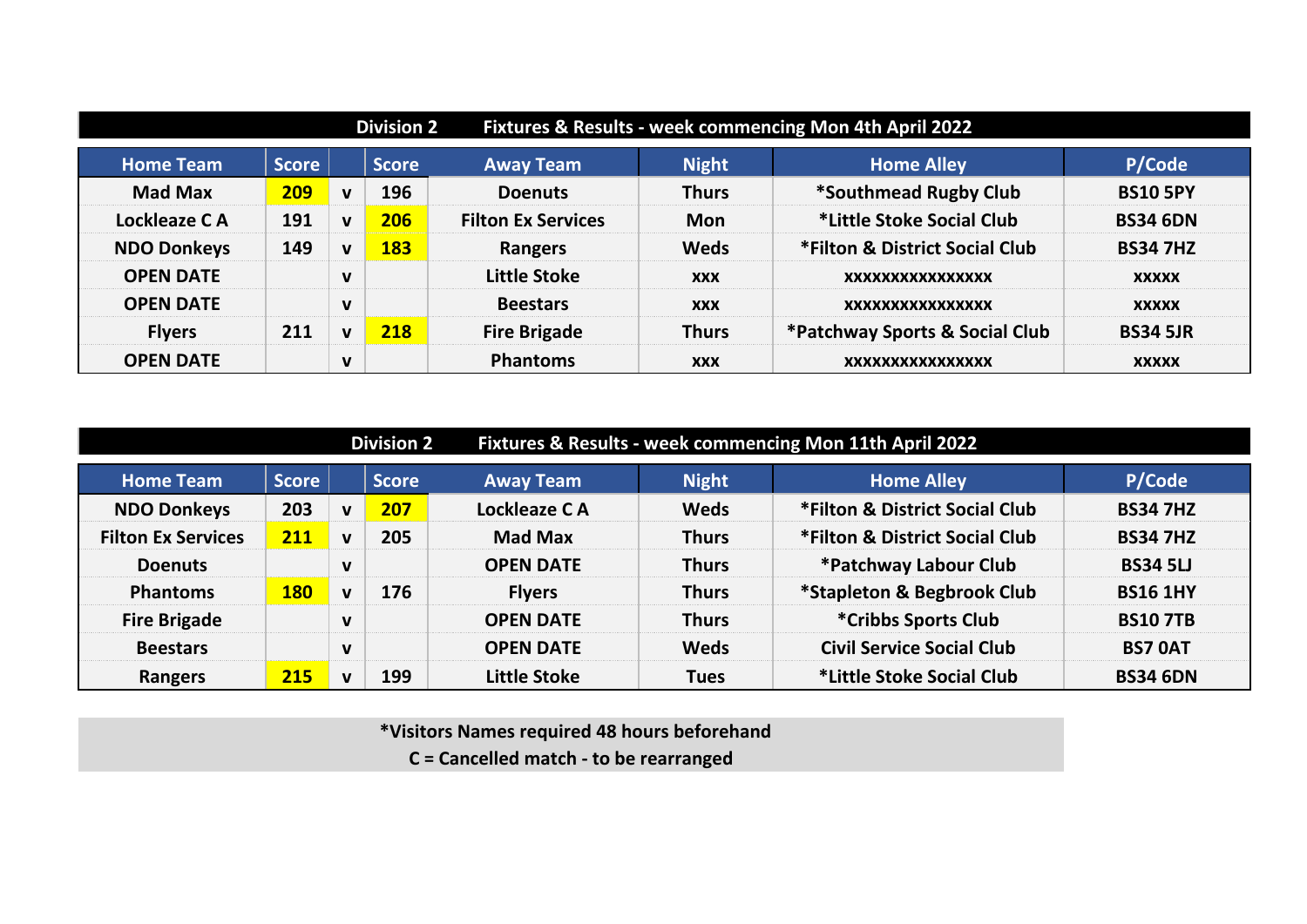## Division 2 Fixtures & Results - week commencing Mon 4th April 2022

| Home Team | Score | | Score | Away Team | Night | Home Alley | P/Code |
|---|---|---|---|---|---|---|---|
| Mad Max | 209 | v | 196 | Doenuts | Thurs | *Southmead Rugby Club | BS10 5PY |
| Lockleaze C A | 191 | v | 206 | Filton Ex Services | Mon | *Little Stoke Social Club | BS34 6DN |
| NDO Donkeys | 149 | v | 183 | Rangers | Weds | *Filton & District Social Club | BS34 7HZ |
| OPEN DATE | | v | | Little Stoke | xxx | xxxxxxxxxxxxxxx | xxxxx |
| OPEN DATE | | v | | Beestars | xxx | xxxxxxxxxxxxxxx | xxxxx |
| Flyers | 211 | v | 218 | Fire Brigade | Thurs | *Patchway Sports & Social Club | BS34 5JR |
| OPEN DATE | | v | | Phantoms | xxx | xxxxxxxxxxxxxxx | xxxxx |

## Division 2 Fixtures & Results - week commencing Mon 11th April 2022

| Home Team | Score | | Score | Away Team | Night | Home Alley | P/Code |
|---|---|---|---|---|---|---|---|
| NDO Donkeys | 203 | v | 207 | Lockleaze C A | Weds | *Filton & District Social Club | BS34 7HZ |
| Filton Ex Services | 211 | v | 205 | Mad Max | Thurs | *Filton & District Social Club | BS34 7HZ |
| Doenuts | | v | | OPEN DATE | Thurs | *Patchway Labour Club | BS34 5LJ |
| Phantoms | 180 | v | 176 | Flyers | Thurs | *Stapleton & Begbrook Club | BS16 1HY |
| Fire Brigade | | v | | OPEN DATE | Thurs | *Cribbs Sports Club | BS10 7TB |
| Beestars | | v | | OPEN DATE | Weds | Civil Service Social Club | BS7 0AT |
| Rangers | 215 | v | 199 | Little Stoke | Tues | *Little Stoke Social Club | BS34 6DN |

*Visitors Names required 48 hours beforehand

C = Cancelled match - to be rearranged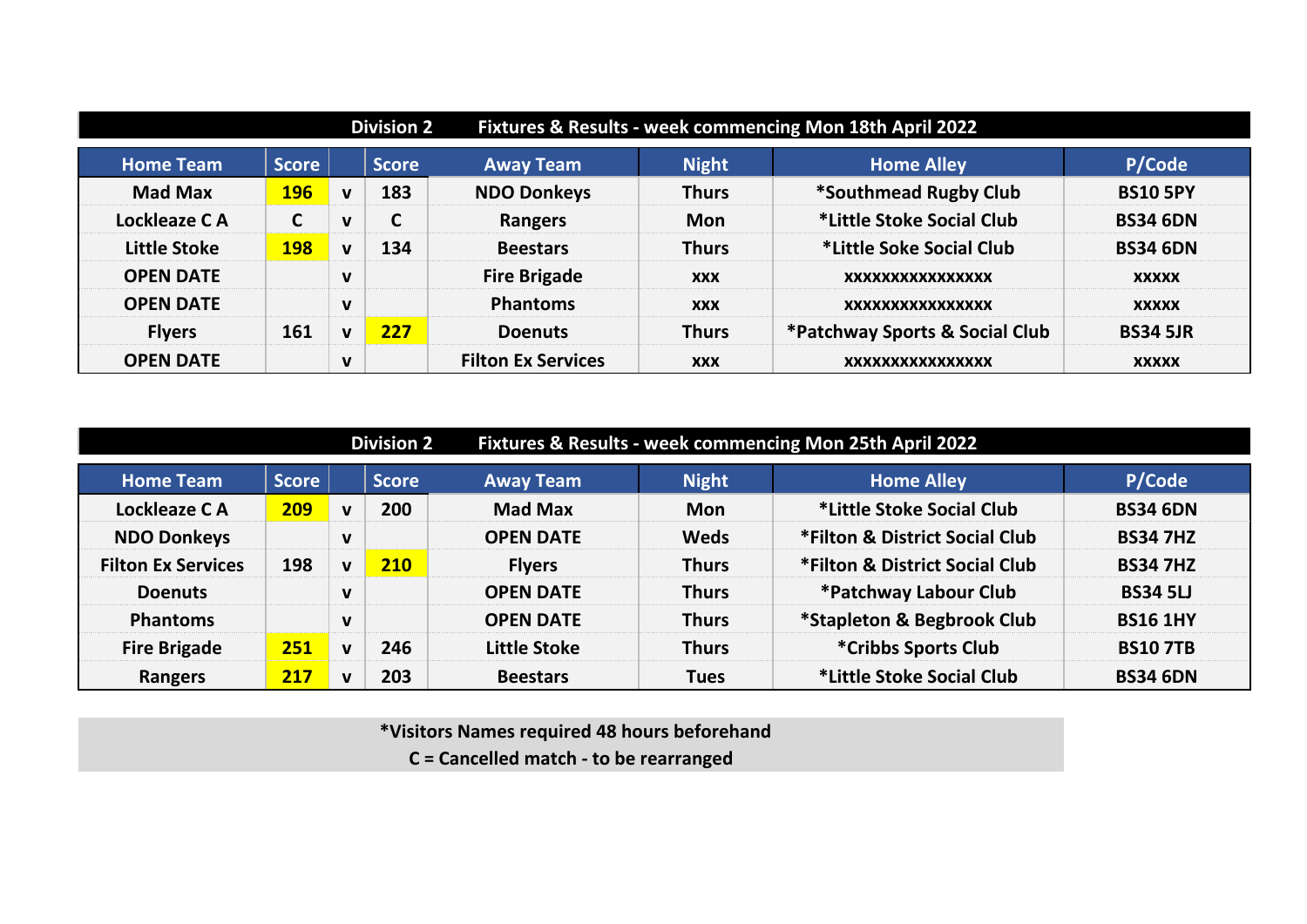## Division 2 Fixtures & Results - week commencing Mon 18th April 2022

| Home Team | Score | | Score | Away Team | Night | Home Alley | P/Code |
|---|---|---|---|---|---|---|---|
| Mad Max | **196** | v | 183 | NDO Donkeys | Thurs | *Southmead Rugby Club | BS10 5PY |
| Lockleaze C A | C | v | C | Rangers | Mon | *Little Stoke Social Club | BS34 6DN |
| Little Stoke | **198** | v | 134 | Beestars | Thurs | *Little Soke Social Club | BS34 6DN |
| OPEN DATE | | v | | Fire Brigade | xxx | xxxxxxxxxxxxxxx | xxxxx |
| OPEN DATE | | v | | Phantoms | xxx | xxxxxxxxxxxxxxx | xxxxx |
| Flyers | 161 | v | **227** | Doenuts | Thurs | *Patchway Sports & Social Club | BS34 5JR |
| OPEN DATE | | v | | Filton Ex Services | xxx | xxxxxxxxxxxxxxx | xxxxx |

## Division 2 Fixtures & Results - week commencing Mon 25th April 2022

| Home Team | Score | | Score | Away Team | Night | Home Alley | P/Code |
|---|---|---|---|---|---|---|---|
| Lockleaze C A | **209** | v | 200 | Mad Max | Mon | *Little Stoke Social Club | BS34 6DN |
| NDO Donkeys | | v | | OPEN DATE | Weds | *Filton & District Social Club | BS34 7HZ |
| Filton Ex Services | 198 | v | **210** | Flyers | Thurs | *Filton & District Social Club | BS34 7HZ |
| Doenuts | | v | | OPEN DATE | Thurs | *Patchway Labour Club | BS34 5LJ |
| Phantoms | | v | | OPEN DATE | Thurs | *Stapleton & Begbrook Club | BS16 1HY |
| Fire Brigade | **251** | v | 246 | Little Stoke | Thurs | *Cribbs Sports Club | BS10 7TB |
| Rangers | **217** | v | 203 | Beestars | Tues | *Little Stoke Social Club | BS34 6DN |

*Visitors Names required 48 hours beforehand

C = Cancelled match - to be rearranged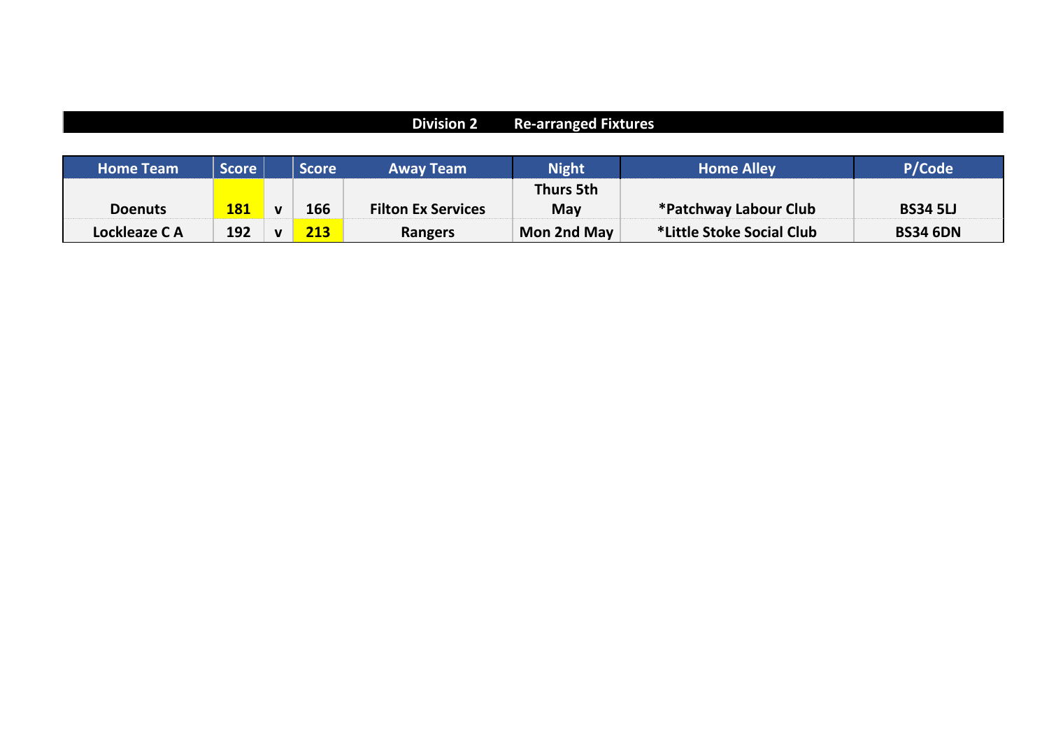## Division 2 Re-arranged Fixtures

| Home Team | Score | | Score | Away Team | Night | Home Alley | P/Code |
|---|---|---|---|---|---|---|---|
| Doenuts | 181 | v | 166 | Filton Ex Services | Thurs 5th May | *Patchway Labour Club | BS34 5LJ |
| Lockleaze C A | 192 | v | 213 | Rangers | Mon 2nd May | *Little Stoke Social Club | BS34 6DN |